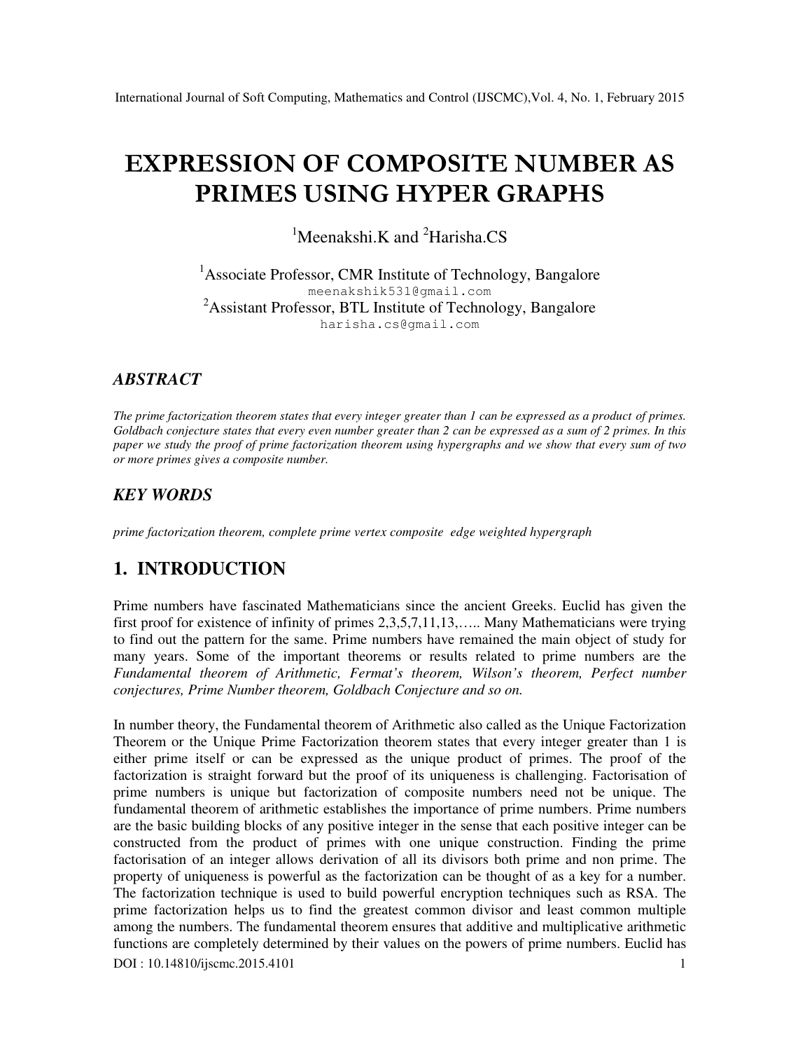# EXPRESSION OF COMPOSITE NUMBER AS PRIMES USING HYPER GRAPHS

[1]Meenakshi.K and [2]Harisha.CS

[1]Associate Professor, CMR Institute of Technology, Bangalore
meenakshik531@gmail.com
[2]Assistant Professor, BTL Institute of Technology, Bangalore
harisha.cs@gmail.com

## *ABSTRACT*

*The prime factorization theorem states that every integer greater than 1 can be expressed as a product of primes. Goldbach conjecture states that every even number greater than 2 can be expressed as a sum of 2 primes. In this paper we study the proof of prime factorization theorem using hypergraphs and we show that every sum of two or more primes gives a composite number.*

## *KEY WORDS*

*prime factorization theorem, complete prime vertex composite edge weighted hypergraph*

## 1. INTRODUCTION

Prime numbers have fascinated Mathematicians since the ancient Greeks. Euclid has given the first proof for existence of infinity of primes 2,3,5,7,11,13,….. Many Mathematicians were trying to find out the pattern for the same. Prime numbers have remained the main object of study for many years. Some of the important theorems or results related to prime numbers are the *Fundamental theorem of Arithmetic, Fermat's theorem, Wilson's theorem, Perfect number conjectures, Prime Number theorem, Goldbach Conjecture and so on.*

In number theory, the Fundamental theorem of Arithmetic also called as the Unique Factorization Theorem or the Unique Prime Factorization theorem states that every integer greater than 1 is either prime itself or can be expressed as the unique product of primes. The proof of the factorization is straight forward but the proof of its uniqueness is challenging. Factorisation of prime numbers is unique but factorization of composite numbers need not be unique. The fundamental theorem of arithmetic establishes the importance of prime numbers. Prime numbers are the basic building blocks of any positive integer in the sense that each positive integer can be constructed from the product of primes with one unique construction. Finding the prime factorisation of an integer allows derivation of all its divisors both prime and non prime. The property of uniqueness is powerful as the factorization can be thought of as a key for a number. The factorization technique is used to build powerful encryption techniques such as RSA. The prime factorization helps us to find the greatest common divisor and least common multiple among the numbers. The fundamental theorem ensures that additive and multiplicative arithmetic functions are completely determined by their values on the powers of prime numbers. Euclid has

DOI : 10.14810/ijscmc.2015.4101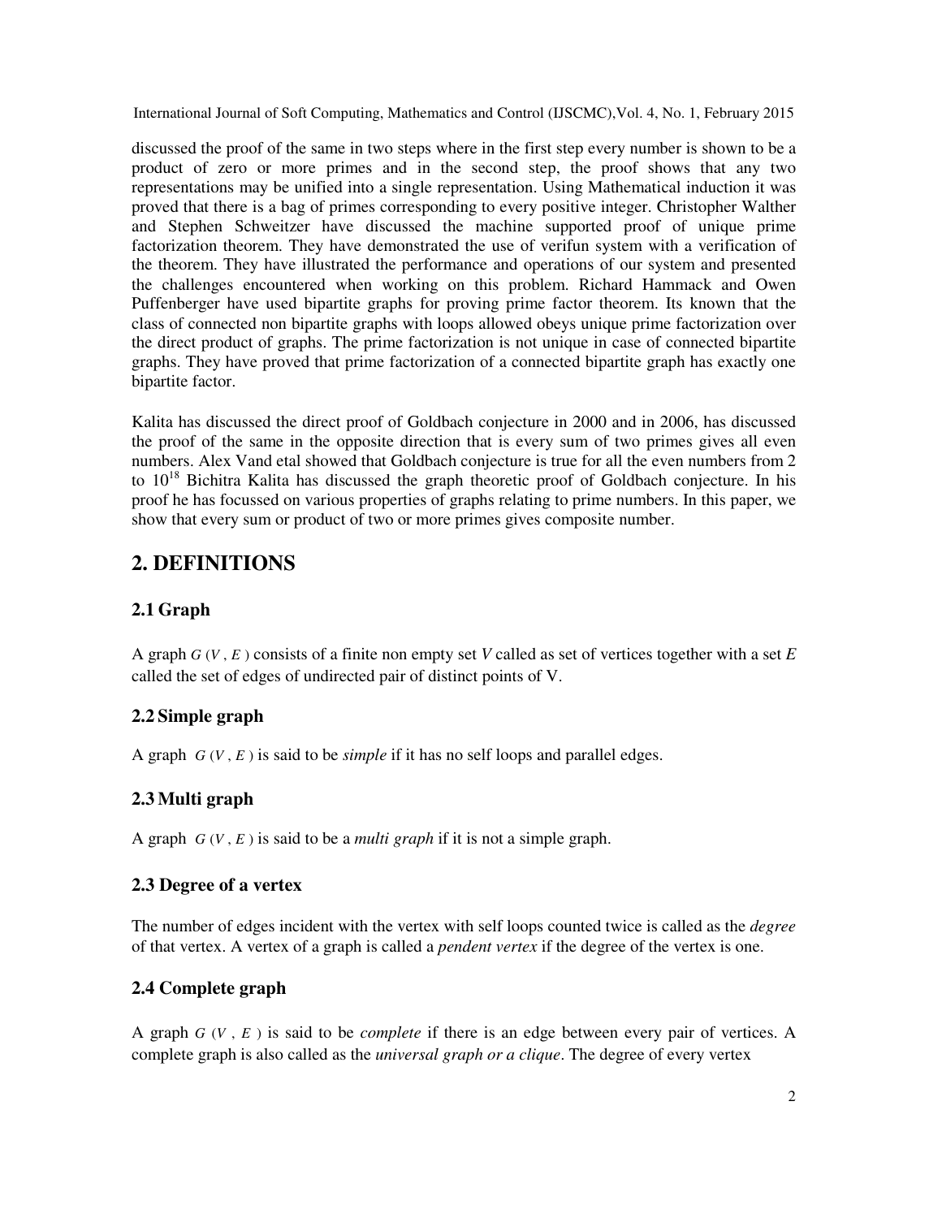discussed the proof of the same in two steps where in the first step every number is shown to be a product of zero or more primes and in the second step, the proof shows that any two representations may be unified into a single representation. Using Mathematical induction it was proved that there is a bag of primes corresponding to every positive integer. Christopher Walther and Stephen Schweitzer have discussed the machine supported proof of unique prime factorization theorem. They have demonstrated the use of verifun system with a verification of the theorem. They have illustrated the performance and operations of our system and presented the challenges encountered when working on this problem. Richard Hammack and Owen Puffenberger have used bipartite graphs for proving prime factor theorem. Its known that the class of connected non bipartite graphs with loops allowed obeys unique prime factorization over the direct product of graphs. The prime factorization is not unique in case of connected bipartite graphs. They have proved that prime factorization of a connected bipartite graph has exactly one bipartite factor.

Kalita has discussed the direct proof of Goldbach conjecture in 2000 and in 2006, has discussed the proof of the same in the opposite direction that is every sum of two primes gives all even numbers. Alex Vand etal showed that Goldbach conjecture is true for all the even numbers from 2 to $10^{18}$ Bichitra Kalita has discussed the graph theoretic proof of Goldbach conjecture. In his proof he has focussed on various properties of graphs relating to prime numbers. In this paper, we show that every sum or product of two or more primes gives composite number.

## 2. DEFINITIONS

### 2.1 Graph

A graph $G(V, E)$ consists of a finite non empty set $V$ called as set of vertices together with a set $E$ called the set of edges of undirected pair of distinct points of V.

### 2.2 Simple graph

A graph $G(V, E)$ is said to be *simple* if it has no self loops and parallel edges.

### 2.3 Multi graph

A graph $G(V, E)$ is said to be a *multi graph* if it is not a simple graph.

### 2.3 Degree of a vertex

The number of edges incident with the vertex with self loops counted twice is called as the *degree* of that vertex. A vertex of a graph is called a *pendent vertex* if the degree of the vertex is one.

### 2.4 Complete graph

A graph $G(V, E)$ is said to be *complete* if there is an edge between every pair of vertices. A complete graph is also called as the *universal graph or a clique*. The degree of every vertex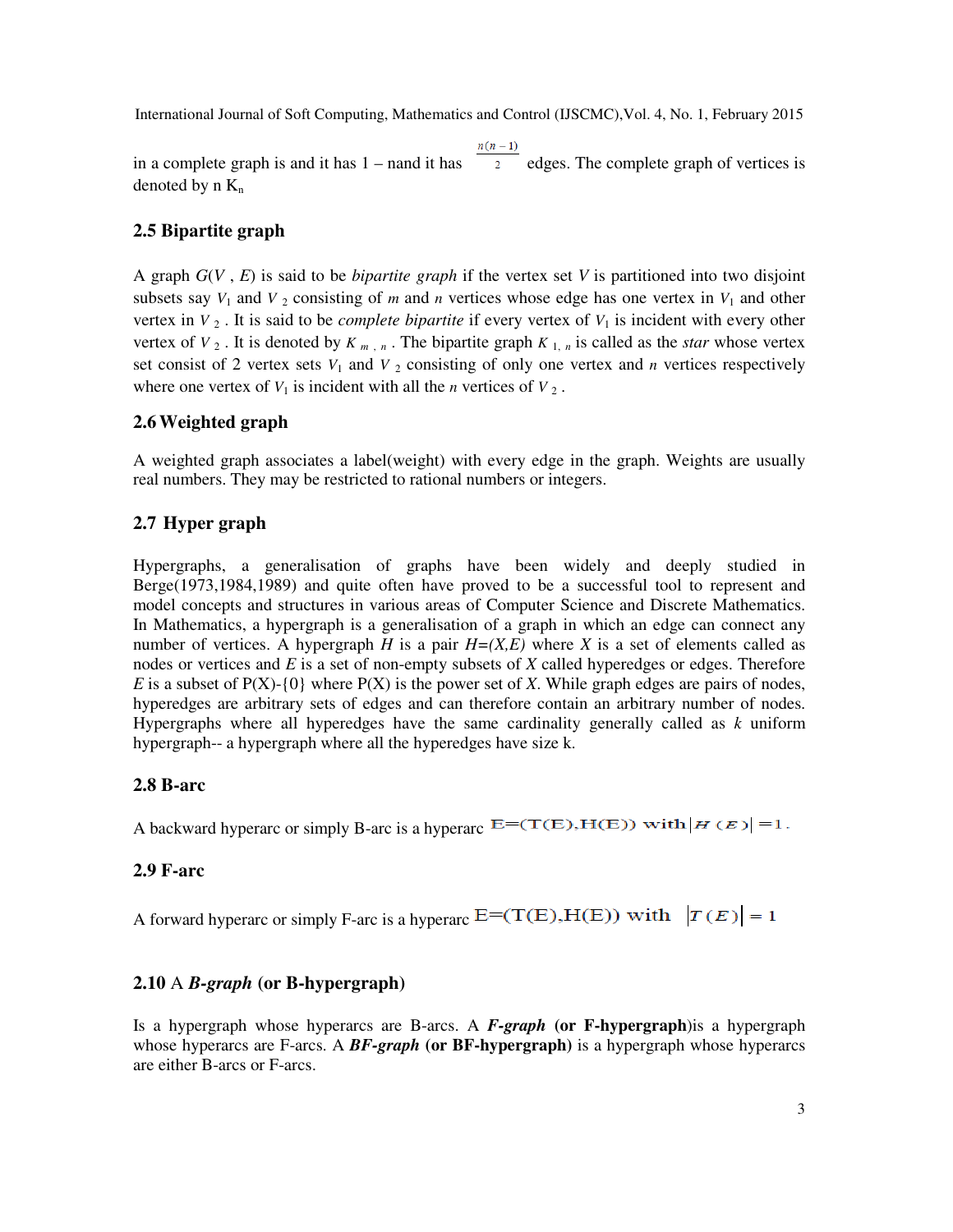in a complete graph is and it has 1 – nand it has $\frac{n(n-1)}{2}$ edges. The complete graph of vertices is denoted by n $K_n$

## 2.5 Bipartite graph

A graph $G(V, E)$ is said to be *bipartite graph* if the vertex set $V$ is partitioned into two disjoint subsets say $V_1$ and $V_2$ consisting of $m$ and $n$ vertices whose edge has one vertex in $V_1$ and other vertex in $V_2$. It is said to be *complete bipartite* if every vertex of $V_1$ is incident with every other vertex of $V_2$. It is denoted by $K_{m,n}$. The bipartite graph $K_{1,n}$ is called as the *star* whose vertex set consist of 2 vertex sets $V_1$ and $V_2$ consisting of only one vertex and $n$ vertices respectively where one vertex of $V_1$ is incident with all the $n$ vertices of $V_2$.

## 2.6 Weighted graph

A weighted graph associates a label(weight) with every edge in the graph. Weights are usually real numbers. They may be restricted to rational numbers or integers.

## 2.7 Hyper graph

Hypergraphs, a generalisation of graphs have been widely and deeply studied in Berge(1973,1984,1989) and quite often have proved to be a successful tool to represent and model concepts and structures in various areas of Computer Science and Discrete Mathematics. In Mathematics, a hypergraph is a generalisation of a graph in which an edge can connect any number of vertices. A hypergraph $H$ is a pair $H=(X,E)$ where $X$ is a set of elements called as nodes or vertices and $E$ is a set of non-empty subsets of $X$ called hyperedges or edges. Therefore $E$ is a subset of P(X)-{0} where P(X) is the power set of $X$. While graph edges are pairs of nodes, hyperedges are arbitrary sets of edges and can therefore contain an arbitrary number of nodes. Hypergraphs where all hyperedges have the same cardinality generally called as $k$ uniform hypergraph-- a hypergraph where all the hyperedges have size k.

## 2.8 B-arc

A backward hyperarc or simply B-arc is a hyperarc $E=(T(E),H(E))$ with $|H(E)|=1$.

## 2.9 F-arc

A forward hyperarc or simply F-arc is a hyperarc $E=(T(E),H(E))$ with $|T(E)|=1$

## 2.10 A *B-graph* (or B-hypergraph)

Is a hypergraph whose hyperarcs are B-arcs. A ***F-graph*** **(or F-hypergraph)** is a hypergraph whose hyperarcs are F-arcs. A ***BF-graph*** **(or BF-hypergraph)** is a hypergraph whose hyperarcs are either B-arcs or F-arcs.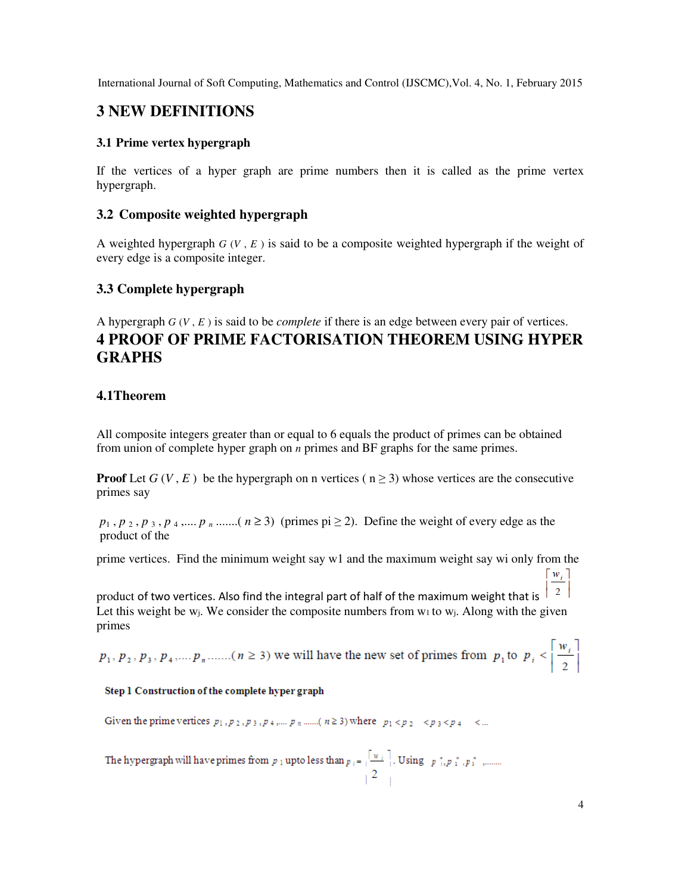# 3 NEW DEFINITIONS

### 3.1 Prime vertex hypergraph

If the vertices of a hyper graph are prime numbers then it is called as the prime vertex hypergraph.

### 3.2 Composite weighted hypergraph

A weighted hypergraph $G(V, E)$ is said to be a composite weighted hypergraph if the weight of every edge is a composite integer.

### 3.3 Complete hypergraph

A hypergraph $G(V, E)$ is said to be *complete* if there is an edge between every pair of vertices.

# 4 PROOF OF PRIME FACTORISATION THEOREM USING HYPER GRAPHS

### 4.1Theorem

All composite integers greater than or equal to 6 equals the product of primes can be obtained from union of complete hyper graph on $n$ primes and BF graphs for the same primes.

**Proof** Let $G(V, E)$ be the hypergraph on n vertices ( $n \geq 3$) whose vertices are the consecutive primes say

$p_1, p_2, p_3, p_4, .... p_n$ .......( $n \geq 3$) (primes $p_i \geq 2$). Define the weight of every edge as the product of the

prime vertices. Find the minimum weight say w1 and the maximum weight say wi only from the product of two vertices. Also find the integral part of half of the maximum weight that is $\left\lceil \frac{w_i}{2} \right\rceil$ Let this weight be $w_j$. We consider the composite numbers from $w_1$ to $w_j$. Along with the given primes

$p_1, p_2, p_3, p_4, .... p_n$ .......( $n \geq 3$) we will have the new set of primes from $p_1$ to $p_i < \left\lceil \frac{w_i}{2} \right\rceil$

**Step 1 Construction of the complete hyper graph**

Given the prime vertices $p_1, p_2, p_3, p_4, .... p_n$ .......( $n \geq 3$) where $p_1 < p_2 < p_3 < p_4 < ...$

The hypergraph will have primes from $p_1$ upto less than $p_i = \left\lceil \frac{w_i}{2} \right\rceil$. Using $p_1^{n}, p_2^{n}, p_3^{n}$ ........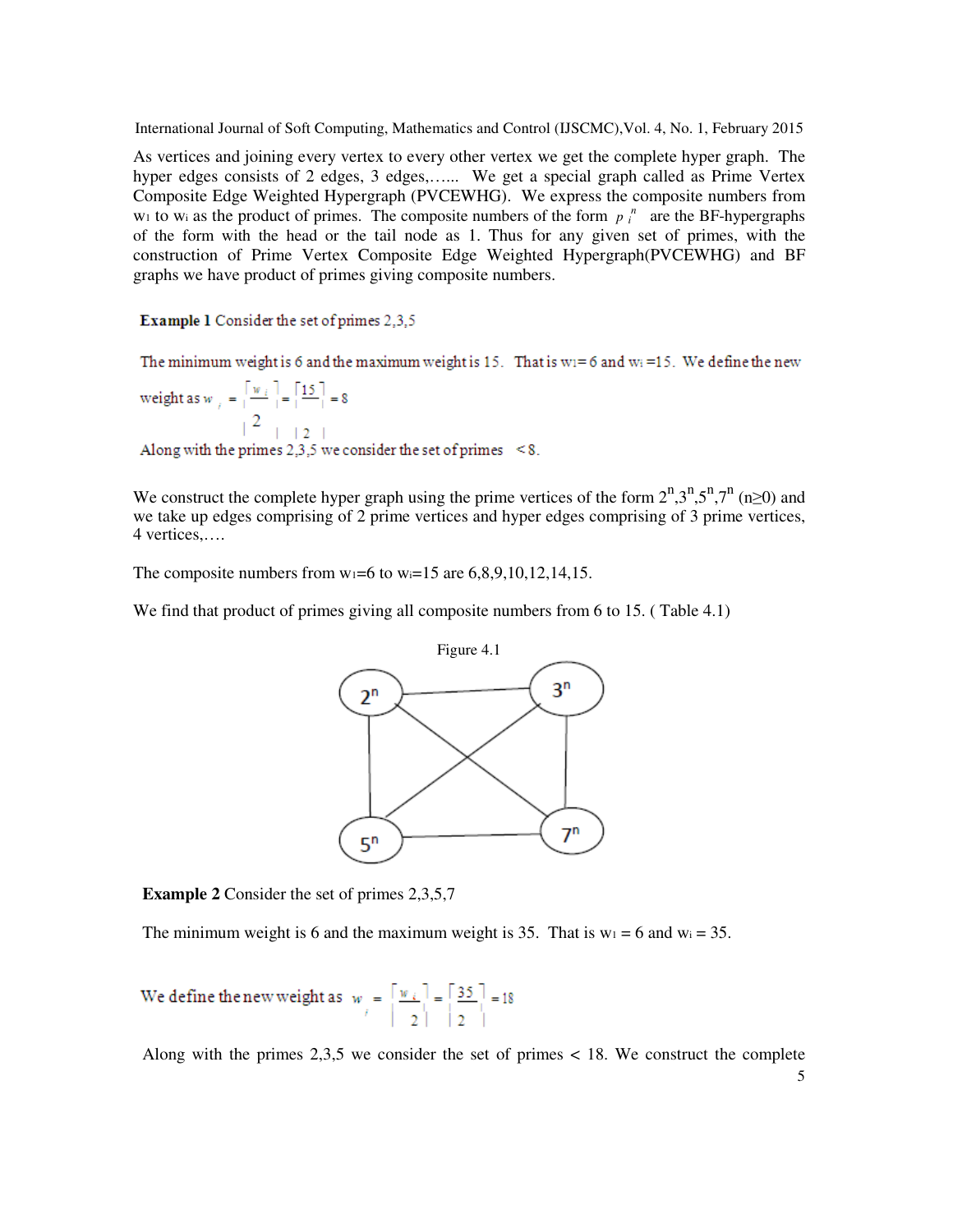As vertices and joining every vertex to every other vertex we get the complete hyper graph. The hyper edges consists of 2 edges, 3 edges,…... We get a special graph called as Prime Vertex Composite Edge Weighted Hypergraph (PVCEWHG). We express the composite numbers from $w_1$ to $w_i$ as the product of primes. The composite numbers of the form $p_i^n$ are the BF-hypergraphs of the form with the head or the tail node as 1. Thus for any given set of primes, with the construction of Prime Vertex Composite Edge Weighted Hypergraph(PVCEWHG) and BF graphs we have product of primes giving composite numbers.

**Example 1** Consider the set of primes 2,3,5

The minimum weight is 6 and the maximum weight is 15. That is $w_1 = 6$ and $w_i = 15$. We define the new weight as $w_j = \left\lceil \frac{w_i}{2} \right\rceil = \left\lceil \frac{15}{2} \right\rceil = 8$

Along with the primes 2,3,5 we consider the set of primes $< 8$.

We construct the complete hyper graph using the prime vertices of the form $2^n, 3^n, 5^n, 7^n$ $(n \geq 0)$ and we take up edges comprising of 2 prime vertices and hyper edges comprising of 3 prime vertices, 4 vertices,….

The composite numbers from $w_1=6$ to $w_i=15$ are 6,8,9,10,12,14,15.

We find that product of primes giving all composite numbers from 6 to 15. ( Table 4.1)

Figure 4.1

**Example 2** Consider the set of primes 2,3,5,7

The minimum weight is 6 and the maximum weight is 35. That is $w_1 = 6$ and $w_i = 35$.

We define the new weight as $w_j = \left\lceil \frac{w_i}{2} \right\rceil = \left\lceil \frac{35}{2} \right\rceil = 18$

Along with the primes 2,3,5 we consider the set of primes $< 18$. We construct the complete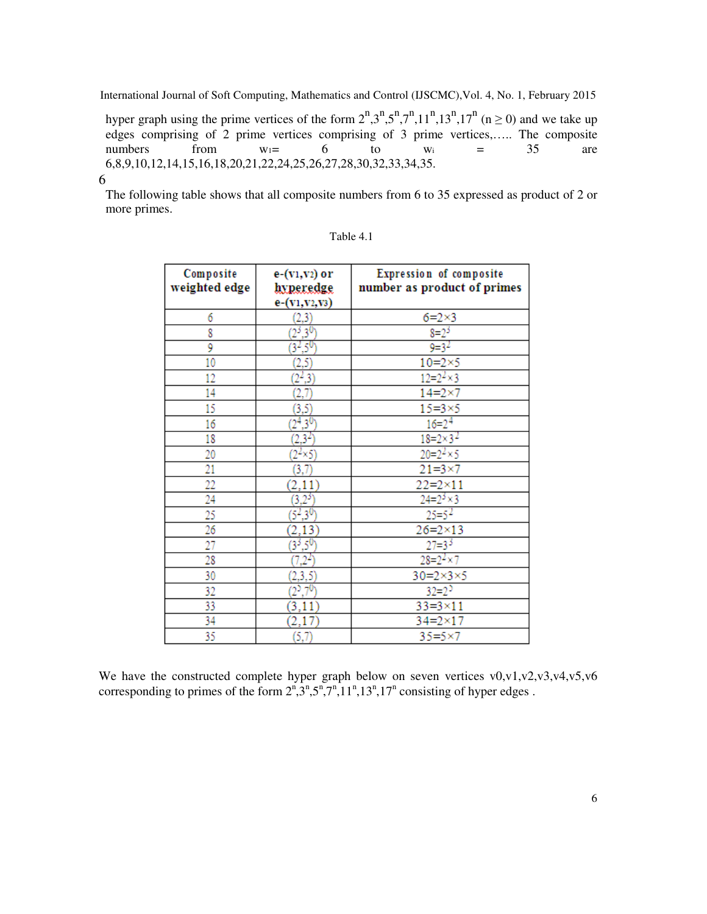hyper graph using the prime vertices of the form $2^n, 3^n, 5^n, 7^n, 11^n, 13^n, 17^n$ ($n \geq 0$) and we take up edges comprising of 2 prime vertices comprising of 3 prime vertices,….. The composite numbers from $w_1 = 6$ to $w_i = 35$ are 6,8,9,10,12,14,15,16,18,20,21,22,24,25,26,27,28,30,32,33,34,35.

6

The following table shows that all composite numbers from 6 to 35 expressed as product of 2 or more primes.

Table 4.1

| Composite weighted edge | e-($v_1$,$v_2$) or hyperedge e-($v_1$,$v_2$,$v_3$) | Expression of composite number as product of primes |
|---|---|---|
| 6 | (2,3) | $6=2\times3$ |
| 8 | $(2^3,3^0)$ | $8=2^3$ |
| 9 | $(3^2,5^0)$ | $9=3^2$ |
| 10 | (2,5) | $10=2\times5$ |
| 12 | $(2^2,3)$ | $12=2^2\times3$ |
| 14 | (2,7) | $14=2\times7$ |
| 15 | (3,5) | $15=3\times5$ |
| 16 | $(2^4,3^0)$ | $16=2^4$ |
| 18 | $(2,3^2)$ | $18=2\times3^2$ |
| 20 | $(2^2\times5)$ | $20=2^2\times5$ |
| 21 | (3,7) | $21=3\times7$ |
| 22 | (2,11) | $22=2\times11$ |
| 24 | $(3,2^3)$ | $24=2^3\times3$ |
| 25 | $(5^2,3^0)$ | $25=5^2$ |
| 26 | (2,13) | $26=2\times13$ |
| 27 | $(3^3,5^0)$ | $27=3^3$ |
| 28 | $(7,2^2)$ | $28=2^2\times7$ |
| 30 | (2,3,5) | $30=2\times3\times5$ |
| 32 | $(2^5,7^0)$ | $32=2^5$ |
| 33 | (3,11) | $33=3\times11$ |
| 34 | (2,17) | $34=2\times17$ |
| 35 | (5,7) | $35=5\times7$ |

We have the constructed complete hyper graph below on seven vertices v0,v1,v2,v3,v4,v5,v6 corresponding to primes of the form $2^n, 3^n, 5^n, 7^n, 11^n, 13^n, 17^n$ consisting of hyper edges .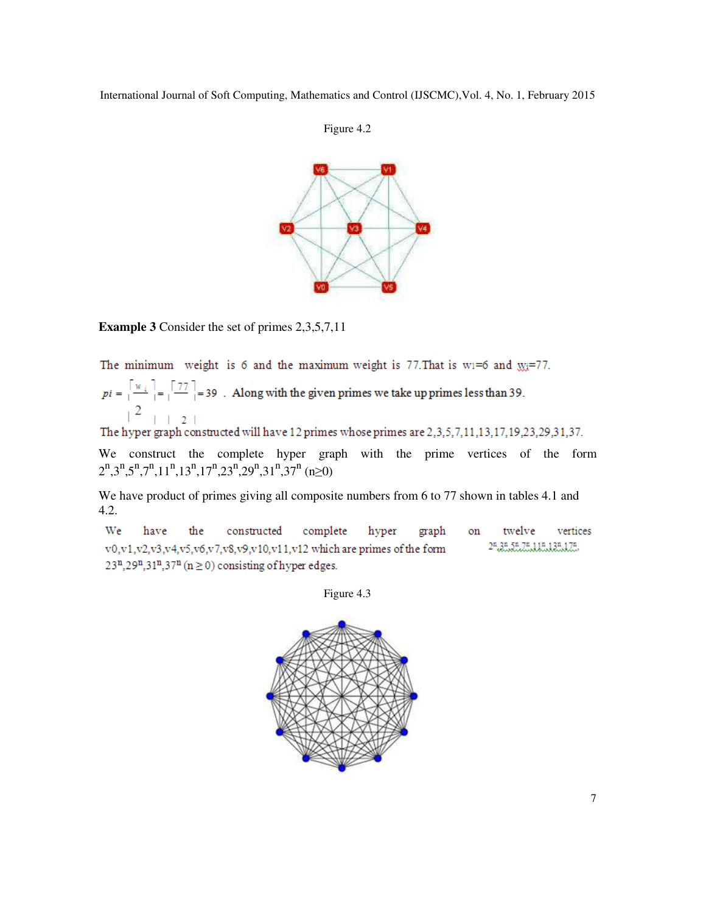Figure 4.2

**Example 3** Consider the set of primes 2,3,5,7,11

The minimum weight is 6 and the maximum weight is 77.That is $w_1$=6 and $w_l$=77.

$pi = \left\lceil \frac{w_l}{2} \right\rceil = \left\lceil \frac{77}{2} \right\rceil = 39$ . Along with the given primes we take up primes less than 39.

The hyper graph constructed will have 12 primes whose primes are 2,3,5,7,11,13,17,19,23,29,31,37.

We construct the complete hyper graph with the prime vertices of the form $2^n,3^n,5^n,7^n,11^n,13^n,17^n,23^n,29^n,31^n,37^n$ $(n\geq0)$

We have product of primes giving all composite numbers from 6 to 77 shown in tables 4.1 and 4.2.

We have the constructed complete hyper graph on twelve vertices v0,v1,v2,v3,v4,v5,v6,v7,v8,v9,v10,v11,v12 which are primes of the form $2^n,3^n,5^n,7^n,11^n,13^n,17^n,$ $23^n,29^n,31^n,37^n$ $(n \geq 0)$ consisting of hyper edges.

Figure 4.3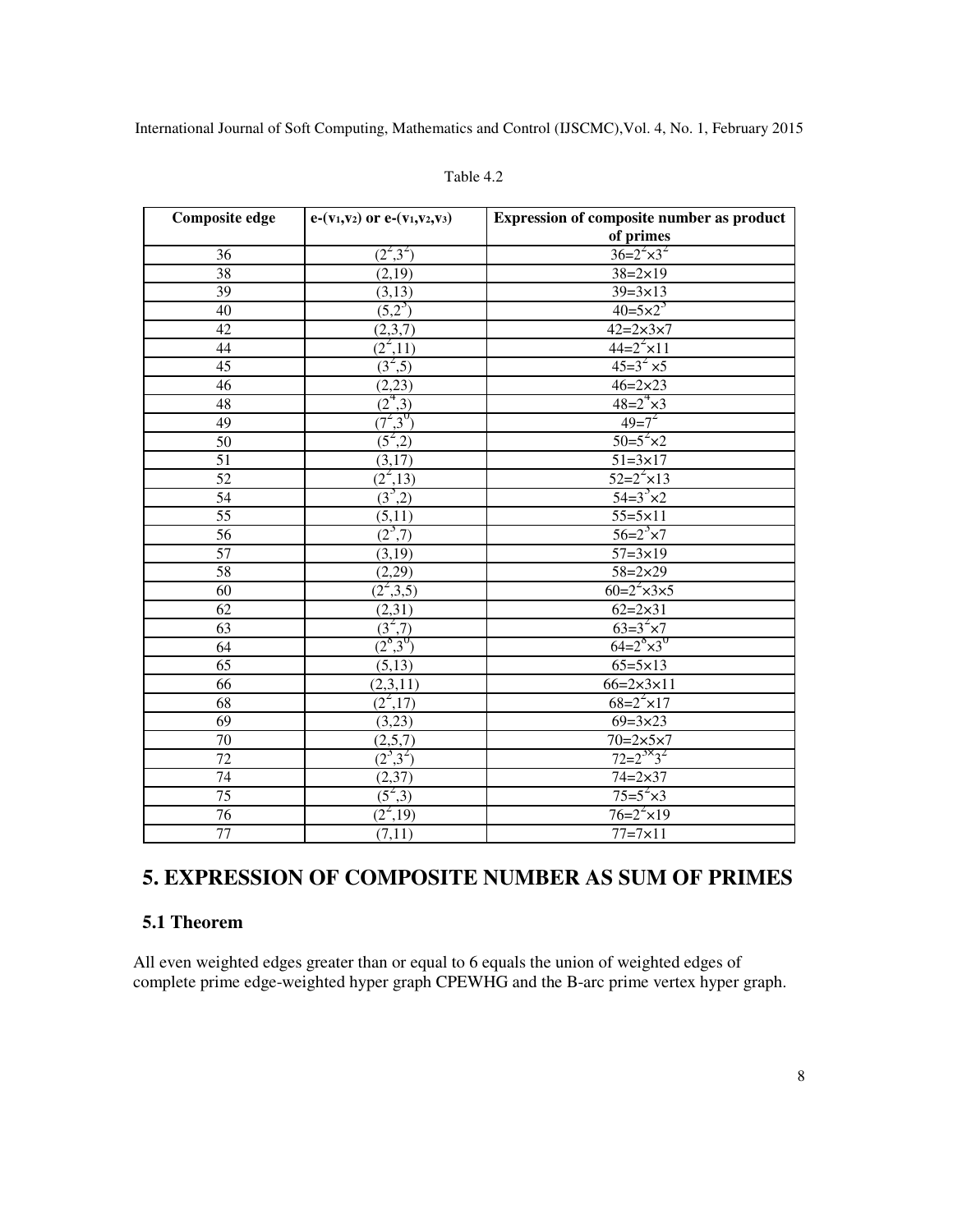Table 4.2

| Composite edge | e-($v_1$,$v_2$) or e-($v_1$,$v_2$,$v_3$) | Expression of composite number as product of primes |
|---|---|---|
| 36 | ($2^2$,$3^2$) | $36=2^2\times3^2$ |
| 38 | (2,19) | $38=2\times19$ |
| 39 | (3,13) | $39=3\times13$ |
| 40 | ($5$,$2^3$) | $40=5\times2^3$ |
| 42 | (2,3,7) | $42=2\times3\times7$ |
| 44 | ($2^2$,11) | $44=2^2\times11$ |
| 45 | ($3^2$,5) | $45=3^2\times5$ |
| 46 | (2,23) | $46=2\times23$ |
| 48 | ($2^4$,3) | $48=2^4\times3$ |
| 49 | ($7^2$,$3^0$) | $49=7^2$ |
| 50 | ($5^2$,2) | $50=5^2\times2$ |
| 51 | (3,17) | $51=3\times17$ |
| 52 | ($2^2$,13) | $52=2^2\times13$ |
| 54 | ($3^3$,2) | $54=3^3\times2$ |
| 55 | (5,11) | $55=5\times11$ |
| 56 | ($2^3$,7) | $56=2^3\times7$ |
| 57 | (3,19) | $57=3\times19$ |
| 58 | (2,29) | $58=2\times29$ |
| 60 | ($2^2$,3,5) | $60=2^2\times3\times5$ |
| 62 | (2,31) | $62=2\times31$ |
| 63 | ($3^2$,7) | $63=3^2\times7$ |
| 64 | ($2^6$,$3^0$) | $64=2^6\times3^0$ |
| 65 | (5,13) | $65=5\times13$ |
| 66 | (2,3,11) | $66=2\times3\times11$ |
| 68 | ($2^2$,17) | $68=2^2\times17$ |
| 69 | (3,23) | $69=3\times23$ |
| 70 | (2,5,7) | $70=2\times5\times7$ |
| 72 | ($2^3$,$3^2$) | $72=2^{3\times}3^2$ |
| 74 | (2,37) | $74=2\times37$ |
| 75 | ($5^2$,3) | $75=5^2\times3$ |
| 76 | ($2^2$,19) | $76=2^2\times19$ |
| 77 | (7,11) | $77=7\times11$ |

## 5. EXPRESSION OF COMPOSITE NUMBER AS SUM OF PRIMES

### 5.1 Theorem

All even weighted edges greater than or equal to 6 equals the union of weighted edges of complete prime edge-weighted hyper graph CPEWHG and the B-arc prime vertex hyper graph.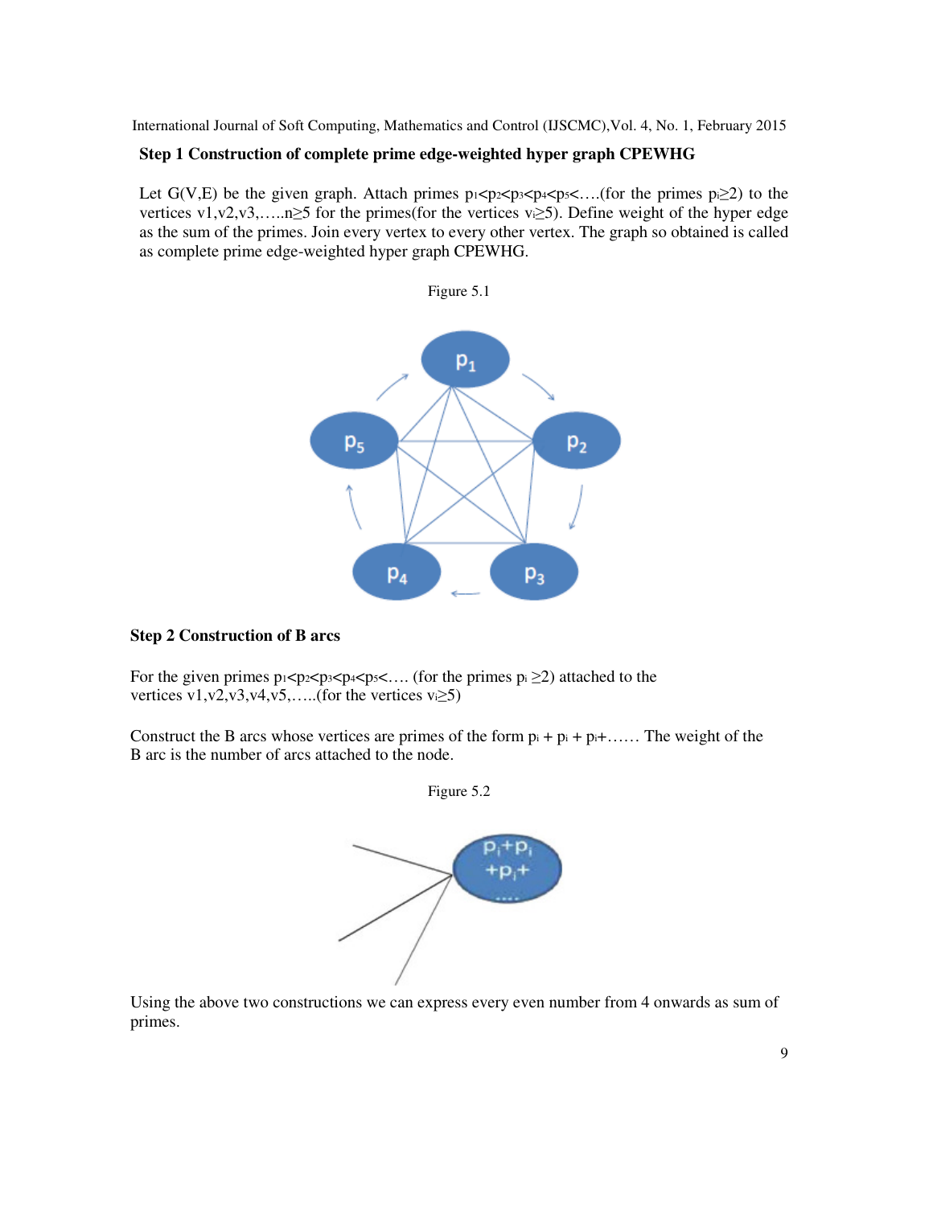**Step 1 Construction of complete prime edge-weighted hyper graph CPEWHG**

Let G(V,E) be the given graph. Attach primes $p_1<p_2<p_3<p_4<p_5<....$(for the primes $p_i \geq 2$) to the vertices v1,v2,v3,.....n≥5 for the primes(for the vertices $v_i \geq 5$). Define weight of the hyper edge as the sum of the primes. Join every vertex to every other vertex. The graph so obtained is called as complete prime edge-weighted hyper graph CPEWHG.

Figure 5.1

**Step 2 Construction of B arcs**

For the given primes $p_1<p_2<p_3<p_4<p_5<....$ (for the primes $p_i \geq 2$) attached to the vertices v1,v2,v3,v4,v5,.....(for the vertices $v_i \geq 5$)

Construct the B arcs whose vertices are primes of the form $p_i + p_i + p_i + ......$ The weight of the B arc is the number of arcs attached to the node.

Figure 5.2

Using the above two constructions we can express every even number from 4 onwards as sum of primes.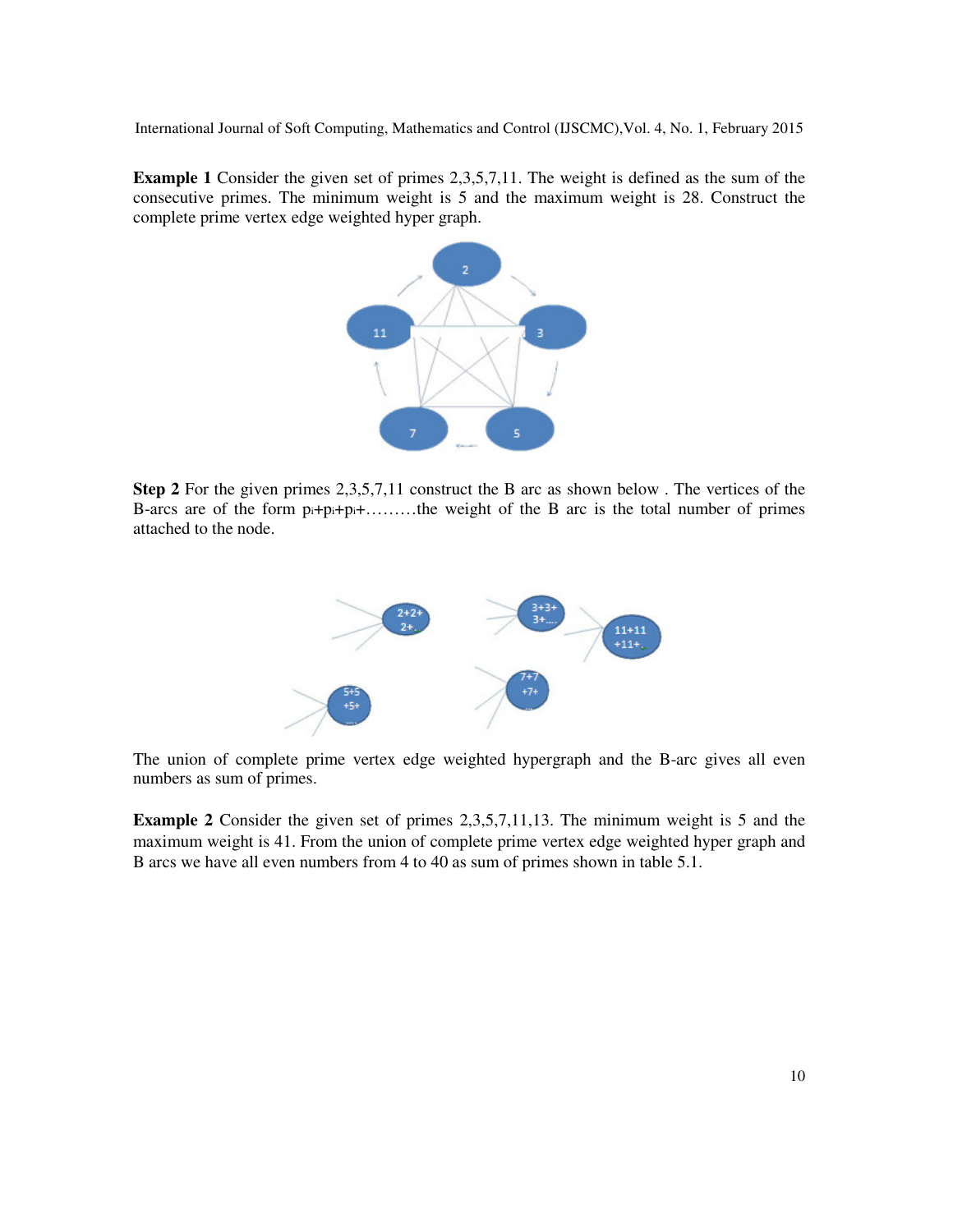**Example 1** Consider the given set of primes 2,3,5,7,11. The weight is defined as the sum of the consecutive primes. The minimum weight is 5 and the maximum weight is 28. Construct the complete prime vertex edge weighted hyper graph.

**Step 2** For the given primes 2,3,5,7,11 construct the B arc as shown below . The vertices of the B-arcs are of the form $p_i+p_i+p_i+$………the weight of the B arc is the total number of primes attached to the node.

The union of complete prime vertex edge weighted hypergraph and the B-arc gives all even numbers as sum of primes.

**Example 2** Consider the given set of primes 2,3,5,7,11,13. The minimum weight is 5 and the maximum weight is 41. From the union of complete prime vertex edge weighted hyper graph and B arcs we have all even numbers from 4 to 40 as sum of primes shown in table 5.1.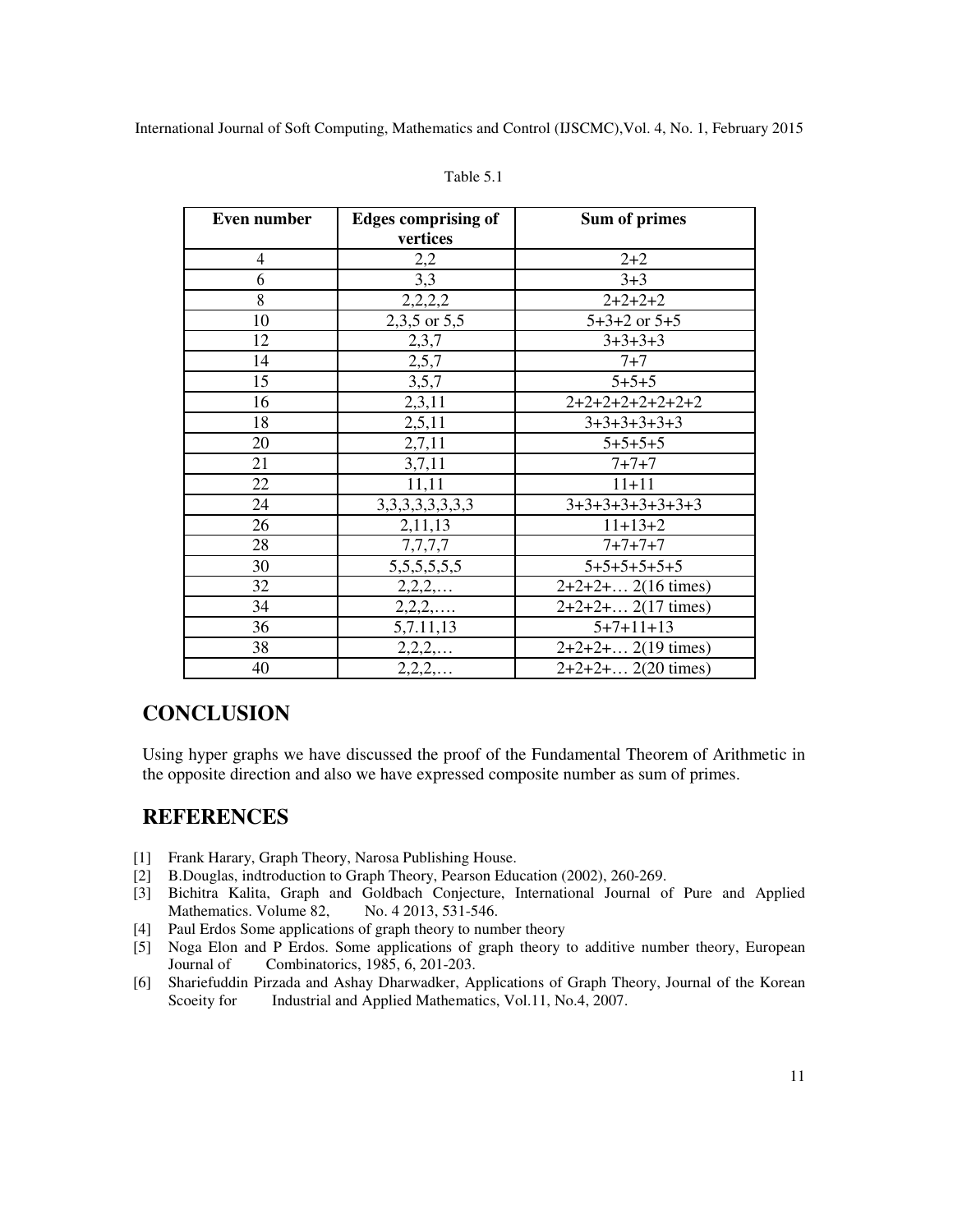Table 5.1

| Even number | Edges comprising of vertices | Sum of primes |
|---|---|---|
| 4 | 2,2 | 2+2 |
| 6 | 3,3 | 3+3 |
| 8 | 2,2,2,2 | 2+2+2+2 |
| 10 | 2,3,5 or 5,5 | 5+3+2 or 5+5 |
| 12 | 2,3,7 | 3+3+3+3 |
| 14 | 2,5,7 | 7+7 |
| 15 | 3,5,7 | 5+5+5 |
| 16 | 2,3,11 | 2+2+2+2+2+2+2+2 |
| 18 | 2,5,11 | 3+3+3+3+3+3 |
| 20 | 2,7,11 | 5+5+5+5 |
| 21 | 3,7,11 | 7+7+7 |
| 22 | 11,11 | 11+11 |
| 24 | 3,3,3,3,3,3,3,3 | 3+3+3+3+3+3+3+3 |
| 26 | 2,11,13 | 11+13+2 |
| 28 | 7,7,7,7 | 7+7+7+7 |
| 30 | 5,5,5,5,5,5 | 5+5+5+5+5+5 |
| 32 | 2,2,2,… | 2+2+2+… 2(16 times) |
| 34 | 2,2,2,…. | 2+2+2+… 2(17 times) |
| 36 | 5,7.11,13 | 5+7+11+13 |
| 38 | 2,2,2,… | 2+2+2+… 2(19 times) |
| 40 | 2,2,2,… | 2+2+2+… 2(20 times) |

## CONCLUSION

Using hyper graphs we have discussed the proof of the Fundamental Theorem of Arithmetic in the opposite direction and also we have expressed composite number as sum of primes.

## REFERENCES

[1] Frank Harary, Graph Theory, Narosa Publishing House.

[2] B.Douglas, indtroduction to Graph Theory, Pearson Education (2002), 260-269.

[3] Bichitra Kalita, Graph and Goldbach Conjecture, International Journal of Pure and Applied Mathematics. Volume 82, No. 4 2013, 531-546.

[4] Paul Erdos Some applications of graph theory to number theory

[5] Noga Elon and P Erdos. Some applications of graph theory to additive number theory, European Journal of Combinatorics, 1985, 6, 201-203.

[6] Shariefuddin Pirzada and Ashay Dharwadker, Applications of Graph Theory, Journal of the Korean Scoeity for Industrial and Applied Mathematics, Vol.11, No.4, 2007.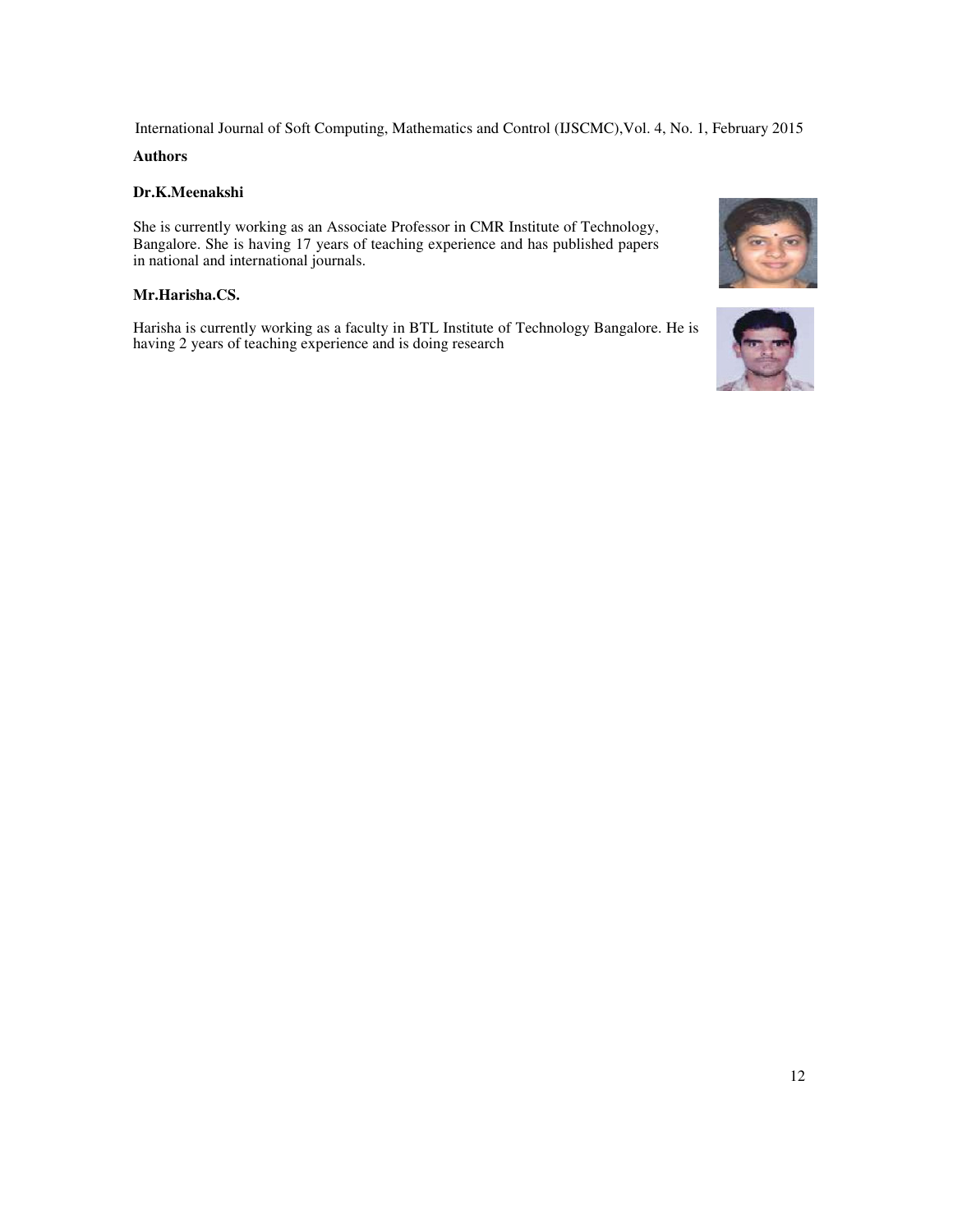## Authors

### Dr.K.Meenakshi

She is currently working as an Associate Professor in CMR Institute of Technology, Bangalore. She is having 17 years of teaching experience and has published papers in national and international journals.

### Mr.Harisha.CS.

Harisha is currently working as a faculty in BTL Institute of Technology Bangalore. He is having 2 years of teaching experience and is doing research